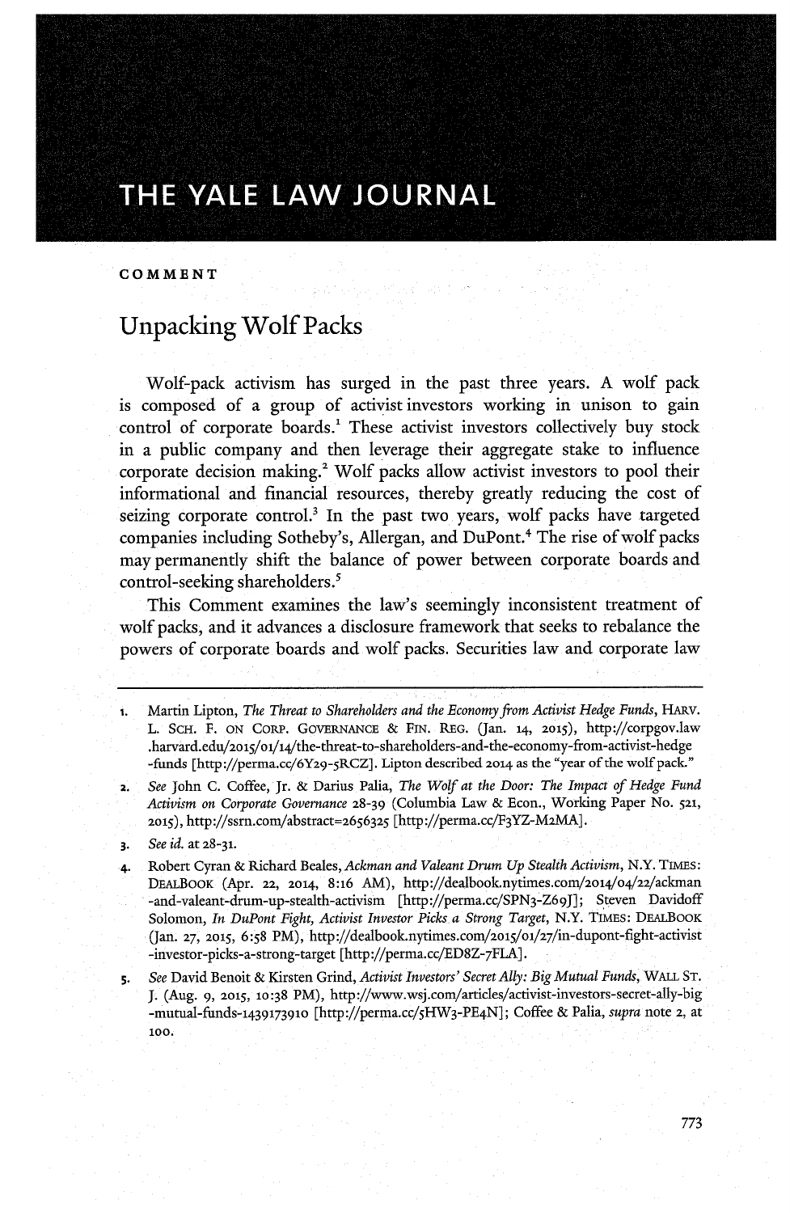# THE YALE LAW JOURNAL

**COMMENT**

## Unpacking Wolf Packs

Wolf-pack activism has surged in the past three years. A wolf pack is composed of a group of activist investors working in unison to gain control of corporate boards.[1] These activist investors collectively buy stock in a public company and then leverage their aggregate stake to influence corporate decision making.[2] Wolf packs allow activist investors to pool their informational and financial resources, thereby greatly reducing the cost of seizing corporate control.[3] In the past two years, wolf packs have targeted companies including Sotheby's, Allergan, and DuPont.[4] The rise of wolf packs may permanently shift the balance of power between corporate boards and control-seeking shareholders.[5]

This Comment examines the law's seemingly inconsistent treatment of wolf packs, and it advances a disclosure framework that seeks to rebalance the powers of corporate boards and wolf packs. Securities law and corporate law

---

1. Martin Lipton, *The Threat to Shareholders and the Economy from Activist Hedge Funds*, HARV. L. SCH. F. ON CORP. GOVERNANCE & FIN. REG. (Jan. 14, 2015), http://corpgov.law.harvard.edu/2015/01/14/the-threat-to-shareholders-and-the-economy-from-activist-hedge-funds [http://perma.cc/6Y29-5RCZ]. Lipton described 2014 as the "year of the wolf pack."
2. *See* John C. Coffee, Jr. & Darius Palia, *The Wolf at the Door: The Impact of Hedge Fund Activism on Corporate Governance* 28-39 (Columbia Law & Econ., Working Paper No. 521, 2015), http://ssrn.com/abstract=2656325 [http://perma.cc/F3YZ-M2MA].
3. *See id.* at 28-31.
4. Robert Cyran & Richard Beales, *Ackman and Valeant Drum Up Stealth Activism*, N.Y. TIMES: DEALBOOK (Apr. 22, 2014, 8:16 AM), http://dealbook.nytimes.com/2014/04/22/ackman-and-valeant-drum-up-stealth-activism [http://perma.cc/SPN3-Z69J]; Steven Davidoff Solomon, *In DuPont Fight, Activist Investor Picks a Strong Target*, N.Y. TIMES: DEALBOOK (Jan. 27, 2015, 6:58 PM), http://dealbook.nytimes.com/2015/01/27/in-dupont-fight-activist-investor-picks-a-strong-target [http://perma.cc/ED8Z-7FLA].
5. *See* David Benoit & Kirsten Grind, *Activist Investors' Secret Ally: Big Mutual Funds*, WALL ST. J. (Aug. 9, 2015, 10:38 PM), http://www.wsj.com/articles/activist-investors-secret-ally-big-mutual-funds-1439173910 [http://perma.cc/5HW3-PE4N]; Coffee & Palia, *supra* note 2, at 100.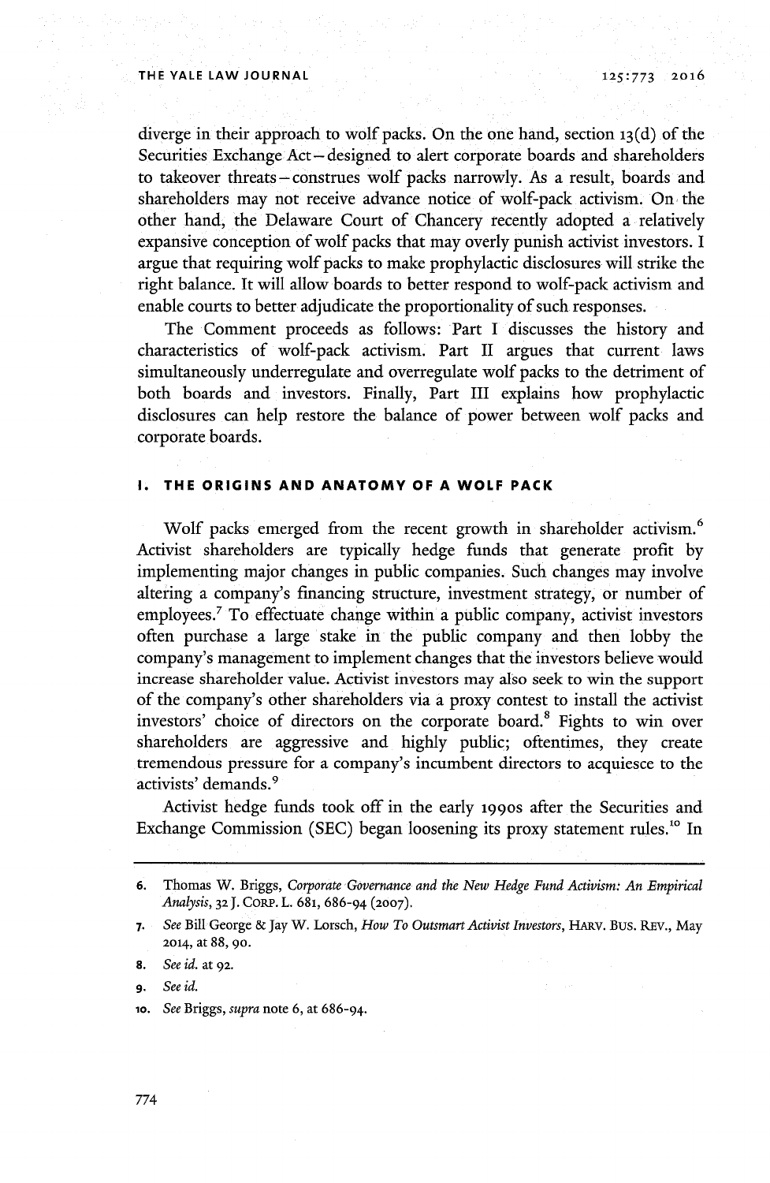diverge in their approach to wolf packs. On the one hand, section 13(d) of the Securities Exchange Act—designed to alert corporate boards and shareholders to takeover threats—construes wolf packs narrowly. As a result, boards and shareholders may not receive advance notice of wolf-pack activism. On the other hand, the Delaware Court of Chancery recently adopted a relatively expansive conception of wolf packs that may overly punish activist investors. I argue that requiring wolf packs to make prophylactic disclosures will strike the right balance. It will allow boards to better respond to wolf-pack activism and enable courts to better adjudicate the proportionality of such responses.

The Comment proceeds as follows: Part I discusses the history and characteristics of wolf-pack activism. Part II argues that current laws simultaneously underregulate and overregulate wolf packs to the detriment of both boards and investors. Finally, Part III explains how prophylactic disclosures can help restore the balance of power between wolf packs and corporate boards.

## I. THE ORIGINS AND ANATOMY OF A WOLF PACK

Wolf packs emerged from the recent growth in shareholder activism.[6] Activist shareholders are typically hedge funds that generate profit by implementing major changes in public companies. Such changes may involve altering a company's financing structure, investment strategy, or number of employees.[7] To effectuate change within a public company, activist investors often purchase a large stake in the public company and then lobby the company's management to implement changes that the investors believe would increase shareholder value. Activist investors may also seek to win the support of the company's other shareholders via a proxy contest to install the activist investors' choice of directors on the corporate board.[8] Fights to win over shareholders are aggressive and highly public; oftentimes, they create tremendous pressure for a company's incumbent directors to acquiesce to the activists' demands.[9]

Activist hedge funds took off in the early 1990s after the Securities and Exchange Commission (SEC) began loosening its proxy statement rules.[10] In

---

6. Thomas W. Briggs, *Corporate Governance and the New Hedge Fund Activism: An Empirical Analysis*, 32 J. CORP. L. 681, 686-94 (2007).

7. *See* Bill George & Jay W. Lorsch, *How To Outsmart Activist Investors*, HARV. BUS. REV., May 2014, at 88, 90.

8. *See id.* at 92.

9. *See id.*

10. *See* Briggs, *supra* note 6, at 686-94.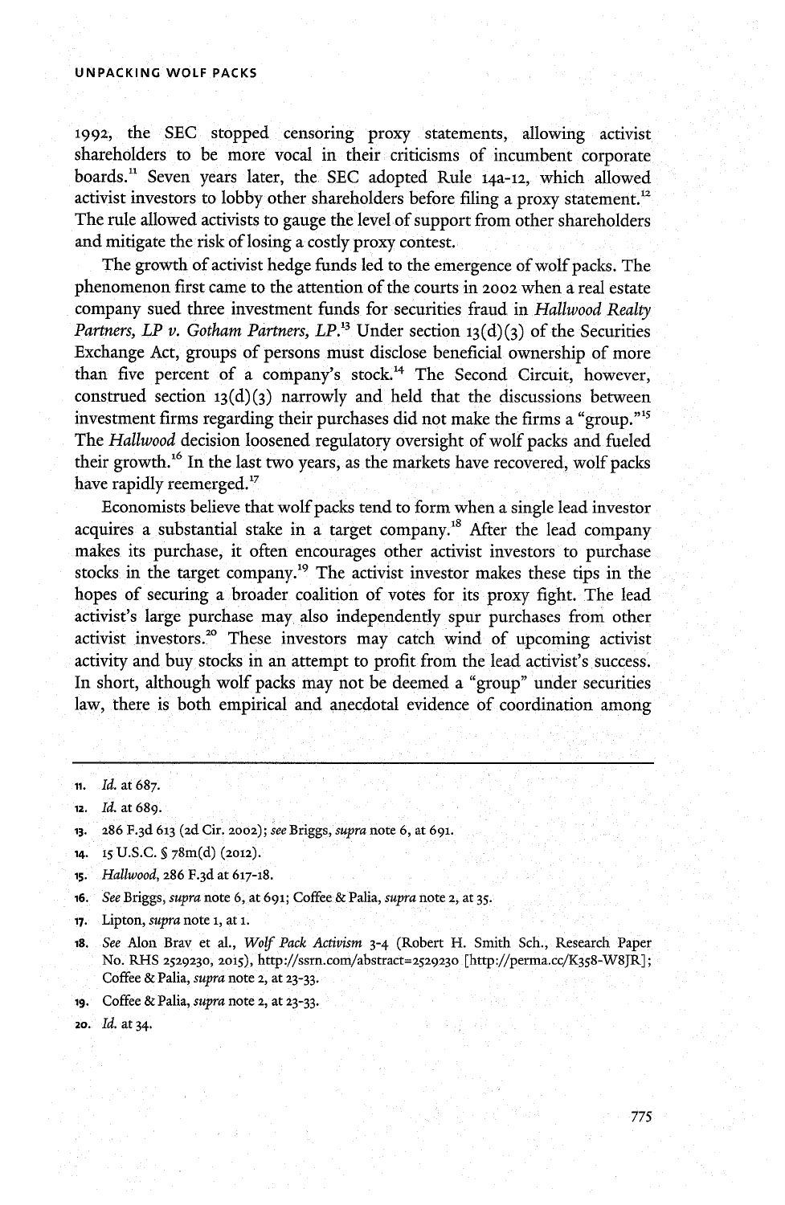1992, the SEC stopped censoring proxy statements, allowing activist shareholders to be more vocal in their criticisms of incumbent corporate boards.[11] Seven years later, the SEC adopted Rule 14a-12, which allowed activist investors to lobby other shareholders before filing a proxy statement.[12] The rule allowed activists to gauge the level of support from other shareholders and mitigate the risk of losing a costly proxy contest.

The growth of activist hedge funds led to the emergence of wolf packs. The phenomenon first came to the attention of the courts in 2002 when a real estate company sued three investment funds for securities fraud in *Hallwood Realty Partners, LP v. Gotham Partners, LP*.[13] Under section 13(d)(3) of the Securities Exchange Act, groups of persons must disclose beneficial ownership of more than five percent of a company's stock.[14] The Second Circuit, however, construed section 13(d)(3) narrowly and held that the discussions between investment firms regarding their purchases did not make the firms a "group."[15] The *Hallwood* decision loosened regulatory oversight of wolf packs and fueled their growth.[16] In the last two years, as the markets have recovered, wolf packs have rapidly reemerged.[17]

Economists believe that wolf packs tend to form when a single lead investor acquires a substantial stake in a target company.[18] After the lead company makes its purchase, it often encourages other activist investors to purchase stocks in the target company.[19] The activist investor makes these tips in the hopes of securing a broader coalition of votes for its proxy fight. The lead activist's large purchase may also independently spur purchases from other activist investors.[20] These investors may catch wind of upcoming activist activity and buy stocks in an attempt to profit from the lead activist's success. In short, although wolf packs may not be deemed a "group" under securities law, there is both empirical and anecdotal evidence of coordination among

---

11. *Id.* at 687.
12. *Id.* at 689.
13. 286 F.3d 613 (2d Cir. 2002); *see* Briggs, *supra* note 6, at 691.
14. 15 U.S.C. § 78m(d) (2012).
15. *Hallwood*, 286 F.3d at 617-18.
16. *See* Briggs, *supra* note 6, at 691; Coffee & Palia, *supra* note 2, at 35.
17. Lipton, *supra* note 1, at 1.
18. *See* Alon Brav et al., *Wolf Pack Activism* 3-4 (Robert H. Smith Sch., Research Paper No. RHS 2529230, 2015), http://ssrn.com/abstract=2529230 [http://perma.cc/K358-W8JR]; Coffee & Palia, *supra* note 2, at 23-33.
19. Coffee & Palia, *supra* note 2, at 23-33.
20. *Id.* at 34.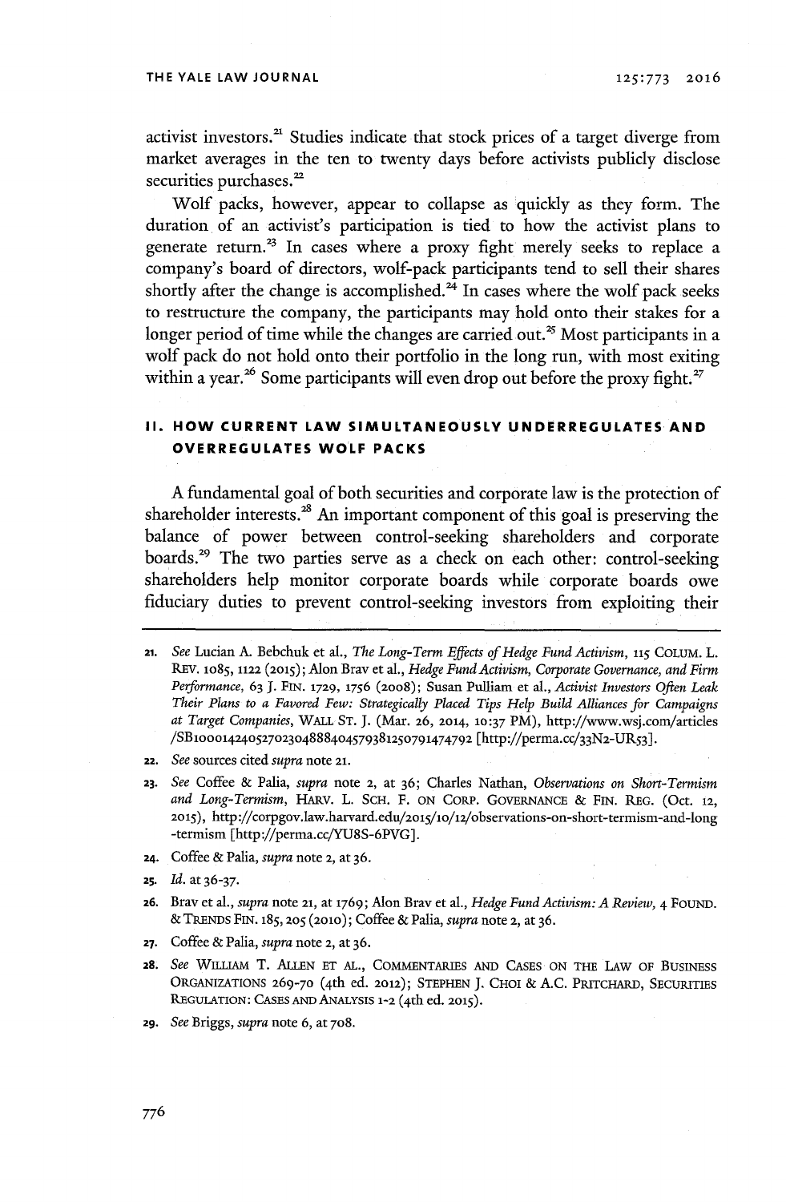activist investors.[21] Studies indicate that stock prices of a target diverge from market averages in the ten to twenty days before activists publicly disclose securities purchases.[22]

Wolf packs, however, appear to collapse as quickly as they form. The duration of an activist's participation is tied to how the activist plans to generate return.[23] In cases where a proxy fight merely seeks to replace a company's board of directors, wolf-pack participants tend to sell their shares shortly after the change is accomplished.[24] In cases where the wolf pack seeks to restructure the company, the participants may hold onto their stakes for a longer period of time while the changes are carried out.[25] Most participants in a wolf pack do not hold onto their portfolio in the long run, with most exiting within a year.[26] Some participants will even drop out before the proxy fight.[27]

## II. HOW CURRENT LAW SIMULTANEOUSLY UNDERREGULATES AND OVERREGULATES WOLF PACKS

A fundamental goal of both securities and corporate law is the protection of shareholder interests.[28] An important component of this goal is preserving the balance of power between control-seeking shareholders and corporate boards.[29] The two parties serve as a check on each other: control-seeking shareholders help monitor corporate boards while corporate boards owe fiduciary duties to prevent control-seeking investors from exploiting their

---

21. *See* Lucian A. Bebchuk et al., *The Long-Term Effects of Hedge Fund Activism*, 115 COLUM. L. REV. 1085, 1122 (2015); Alon Brav et al., *Hedge Fund Activism, Corporate Governance, and Firm Performance*, 63 J. FIN. 1729, 1756 (2008); Susan Pulliam et al., *Activist Investors Often Leak Their Plans to a Favored Few: Strategically Placed Tips Help Build Alliances for Campaigns at Target Companies*, WALL ST. J. (Mar. 26, 2014, 10:37 PM), http://www.wsj.com/articles/SB10001424052702304888404579381250791474792 [http://perma.cc/33N2-UR53].

22. *See* sources cited *supra* note 21.

23. *See* Coffee & Palia, *supra* note 2, at 36; Charles Nathan, *Observations on Short-Termism and Long-Termism*, HARV. L. SCH. F. ON CORP. GOVERNANCE & FIN. REG. (Oct. 12, 2015), http://corpgov.law.harvard.edu/2015/10/12/observations-on-short-termism-and-long-termism [http://perma.cc/YU8S-6PVG].

24. Coffee & Palia, *supra* note 2, at 36.

25. *Id.* at 36-37.

26. Brav et al., *supra* note 21, at 1769; Alon Brav et al., *Hedge Fund Activism: A Review*, 4 FOUND. & TRENDS FIN. 185, 205 (2010); Coffee & Palia, *supra* note 2, at 36.

27. Coffee & Palia, *supra* note 2, at 36.

28. *See* WILLIAM T. ALLEN ET AL., COMMENTARIES AND CASES ON THE LAW OF BUSINESS ORGANIZATIONS 269-70 (4th ed. 2012); STEPHEN J. CHOI & A.C. PRITCHARD, SECURITIES REGULATION: CASES AND ANALYSIS 1-2 (4th ed. 2015).

29. *See* Briggs, *supra* note 6, at 708.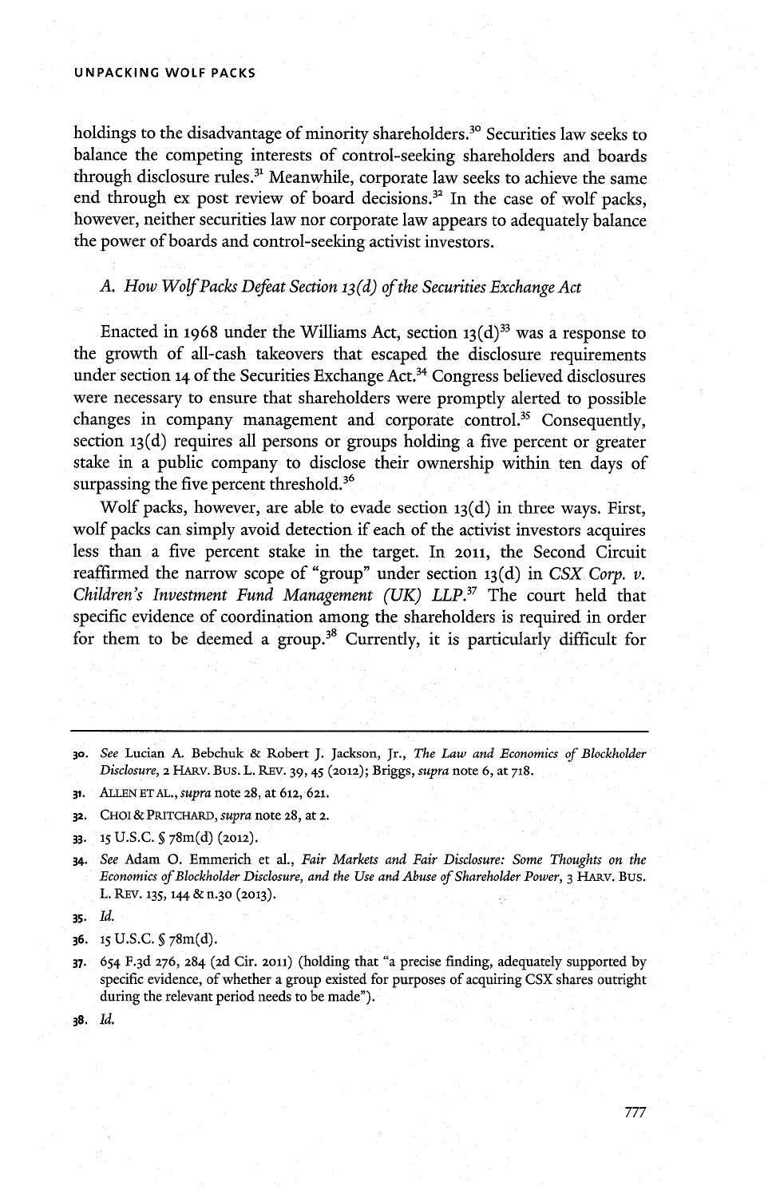holdings to the disadvantage of minority shareholders.[30] Securities law seeks to balance the competing interests of control-seeking shareholders and boards through disclosure rules.[31] Meanwhile, corporate law seeks to achieve the same end through ex post review of board decisions.[32] In the case of wolf packs, however, neither securities law nor corporate law appears to adequately balance the power of boards and control-seeking activist investors.

### *A. How Wolf Packs Defeat Section 13(d) of the Securities Exchange Act*

Enacted in 1968 under the Williams Act, section 13(d)[33] was a response to the growth of all-cash takeovers that escaped the disclosure requirements under section 14 of the Securities Exchange Act.[34] Congress believed disclosures were necessary to ensure that shareholders were promptly alerted to possible changes in company management and corporate control.[35] Consequently, section 13(d) requires all persons or groups holding a five percent or greater stake in a public company to disclose their ownership within ten days of surpassing the five percent threshold.[36]

Wolf packs, however, are able to evade section 13(d) in three ways. First, wolf packs can simply avoid detection if each of the activist investors acquires less than a five percent stake in the target. In 2011, the Second Circuit reaffirmed the narrow scope of "group" under section 13(d) in *CSX Corp. v. Children's Investment Fund Management (UK) LLP*.[37] The court held that specific evidence of coordination among the shareholders is required in order for them to be deemed a group.[38] Currently, it is particularly difficult for

---

30. *See* Lucian A. Bebchuk & Robert J. Jackson, Jr., *The Law and Economics of Blockholder Disclosure*, 2 HARV. BUS. L. REV. 39, 45 (2012); Briggs, *supra* note 6, at 718.

31. ALLEN ET AL., *supra* note 28, at 612, 621.

32. CHOI & PRITCHARD, *supra* note 28, at 2.

33. 15 U.S.C. § 78m(d) (2012).

34. *See* Adam O. Emmerich et al., *Fair Markets and Fair Disclosure: Some Thoughts on the Economics of Blockholder Disclosure, and the Use and Abuse of Shareholder Power*, 3 HARV. BUS. L. REV. 135, 144 & n.30 (2013).

35. *Id.*

36. 15 U.S.C. § 78m(d).

37. 654 F.3d 276, 284 (2d Cir. 2011) (holding that "a precise finding, adequately supported by specific evidence, of whether a group existed for purposes of acquiring CSX shares outright during the relevant period needs to be made").

38. *Id.*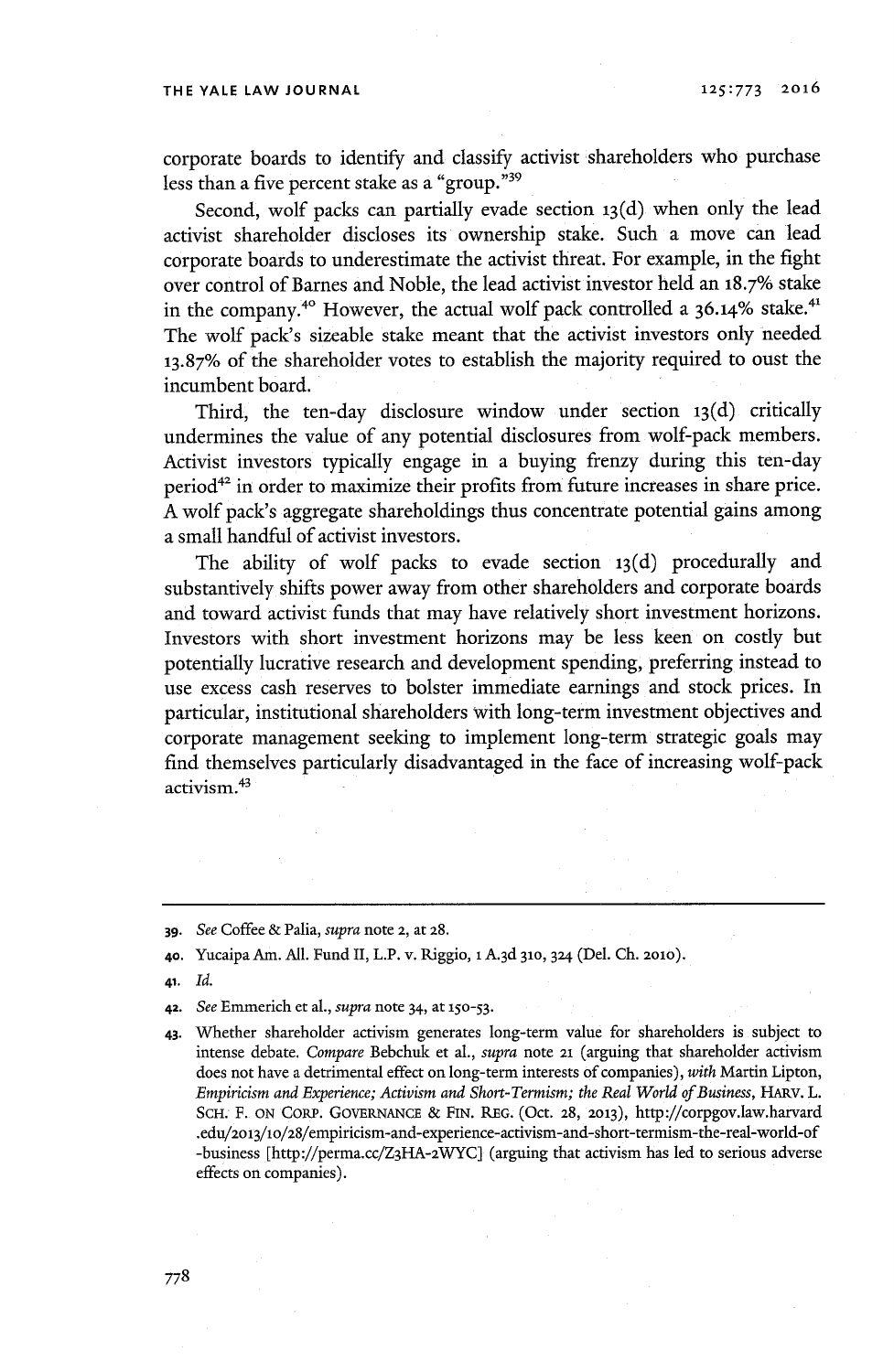corporate boards to identify and classify activist shareholders who purchase less than a five percent stake as a "group."[39]

Second, wolf packs can partially evade section 13(d) when only the lead activist shareholder discloses its ownership stake. Such a move can lead corporate boards to underestimate the activist threat. For example, in the fight over control of Barnes and Noble, the lead activist investor held an 18.7% stake in the company.[40] However, the actual wolf pack controlled a 36.14% stake.[41] The wolf pack's sizeable stake meant that the activist investors only needed 13.87% of the shareholder votes to establish the majority required to oust the incumbent board.

Third, the ten-day disclosure window under section 13(d) critically undermines the value of any potential disclosures from wolf-pack members. Activist investors typically engage in a buying frenzy during this ten-day period[42] in order to maximize their profits from future increases in share price. A wolf pack's aggregate shareholdings thus concentrate potential gains among a small handful of activist investors.

The ability of wolf packs to evade section 13(d) procedurally and substantively shifts power away from other shareholders and corporate boards and toward activist funds that may have relatively short investment horizons. Investors with short investment horizons may be less keen on costly but potentially lucrative research and development spending, preferring instead to use excess cash reserves to bolster immediate earnings and stock prices. In particular, institutional shareholders with long-term investment objectives and corporate management seeking to implement long-term strategic goals may find themselves particularly disadvantaged in the face of increasing wolf-pack activism.[43]

---

39. *See* Coffee & Palia, *supra* note 2, at 28.

40. Yucaipa Am. All. Fund II, L.P. v. Riggio, 1 A.3d 310, 324 (Del. Ch. 2010).

41. *Id.*

42. *See* Emmerich et al., *supra* note 34, at 150-53.

43. Whether shareholder activism generates long-term value for shareholders is subject to intense debate. *Compare* Bebchuk et al., *supra* note 21 (arguing that shareholder activism does not have a detrimental effect on long-term interests of companies), *with* Martin Lipton, *Empiricism and Experience; Activism and Short-Termism; the Real World of Business*, HARV. L. SCH. F. ON CORP. GOVERNANCE & FIN. REG. (Oct. 28, 2013), http://corpgov.law.harvard.edu/2013/10/28/empiricism-and-experience-activism-and-short-termism-the-real-world-of-business [http://perma.cc/Z3HA-2WYC] (arguing that activism has led to serious adverse effects on companies).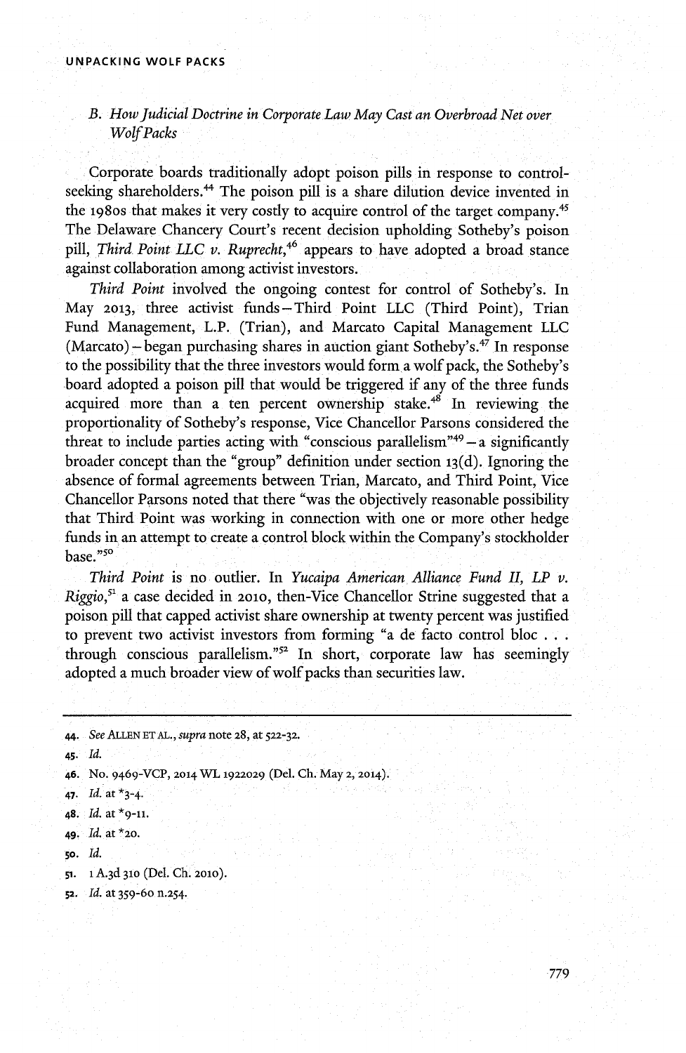### B. *How Judicial Doctrine in Corporate Law May Cast an Overbroad Net over Wolf Packs*

Corporate boards traditionally adopt poison pills in response to control-seeking shareholders.[44] The poison pill is a share dilution device invented in the 1980s that makes it very costly to acquire control of the target company.[45] The Delaware Chancery Court's recent decision upholding Sotheby's poison pill, *Third Point LLC v. Ruprecht*,[46] appears to have adopted a broad stance against collaboration among activist investors.

*Third Point* involved the ongoing contest for control of Sotheby's. In May 2013, three activist funds—Third Point LLC (Third Point), Trian Fund Management, L.P. (Trian), and Marcato Capital Management LLC (Marcato)—began purchasing shares in auction giant Sotheby's.[47] In response to the possibility that the three investors would form a wolf pack, the Sotheby's board adopted a poison pill that would be triggered if any of the three funds acquired more than a ten percent ownership stake.[48] In reviewing the proportionality of Sotheby's response, Vice Chancellor Parsons considered the threat to include parties acting with "conscious parallelism"[49]—a significantly broader concept than the "group" definition under section 13(d). Ignoring the absence of formal agreements between Trian, Marcato, and Third Point, Vice Chancellor Parsons noted that there "was the objectively reasonable possibility that Third Point was working in connection with one or more other hedge funds in an attempt to create a control block within the Company's stockholder base."[50]

*Third Point* is no outlier. In *Yucaipa American Alliance Fund II, LP v. Riggio*,[51] a case decided in 2010, then-Vice Chancellor Strine suggested that a poison pill that capped activist share ownership at twenty percent was justified to prevent two activist investors from forming "a de facto control bloc . . . through conscious parallelism."[52] In short, corporate law has seemingly adopted a much broader view of wolf packs than securities law.

---

44. *See* ALLEN ET AL., *supra* note 28, at 522-32.

45. *Id.*

46. No. 9469-VCP, 2014 WL 1922029 (Del. Ch. May 2, 2014).

47. *Id.* at *3-4.

48. *Id.* at *9-11.

49. *Id.* at *20.

50. *Id.*

51. 1 A.3d 310 (Del. Ch. 2010).

52. *Id.* at 359-60 n.254.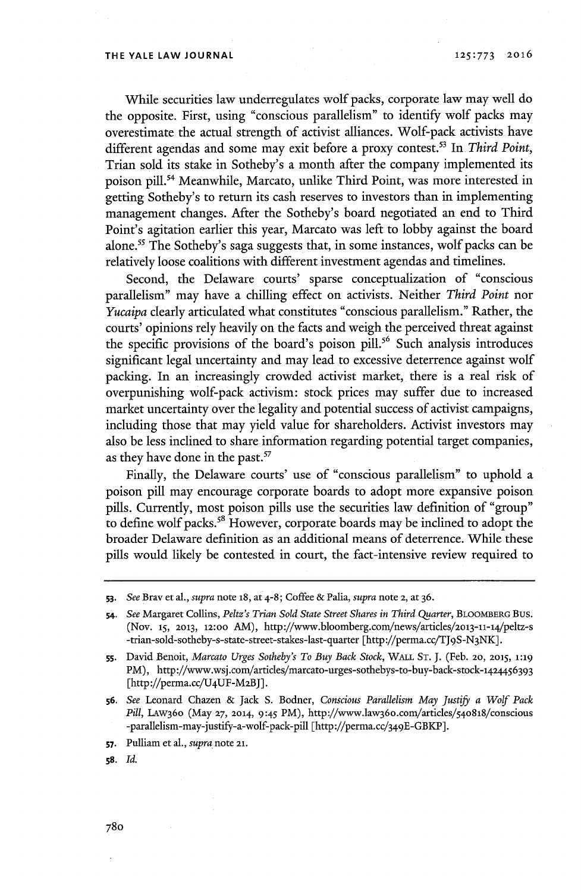While securities law underregulates wolf packs, corporate law may well do the opposite. First, using "conscious parallelism" to identify wolf packs may overestimate the actual strength of activist alliances. Wolf-pack activists have different agendas and some may exit before a proxy contest.[53] In *Third Point*, Trian sold its stake in Sotheby's a month after the company implemented its poison pill.[54] Meanwhile, Marcato, unlike Third Point, was more interested in getting Sotheby's to return its cash reserves to investors than in implementing management changes. After the Sotheby's board negotiated an end to Third Point's agitation earlier this year, Marcato was left to lobby against the board alone.[55] The Sotheby's saga suggests that, in some instances, wolf packs can be relatively loose coalitions with different investment agendas and timelines.

Second, the Delaware courts' sparse conceptualization of "conscious parallelism" may have a chilling effect on activists. Neither *Third Point* nor *Yucaipa* clearly articulated what constitutes "conscious parallelism." Rather, the courts' opinions rely heavily on the facts and weigh the perceived threat against the specific provisions of the board's poison pill.[56] Such analysis introduces significant legal uncertainty and may lead to excessive deterrence against wolf packing. In an increasingly crowded activist market, there is a real risk of overpunishing wolf-pack activism: stock prices may suffer due to increased market uncertainty over the legality and potential success of activist campaigns, including those that may yield value for shareholders. Activist investors may also be less inclined to share information regarding potential target companies, as they have done in the past.[57]

Finally, the Delaware courts' use of "conscious parallelism" to uphold a poison pill may encourage corporate boards to adopt more expansive poison pills. Currently, most poison pills use the securities law definition of "group" to define wolf packs.[58] However, corporate boards may be inclined to adopt the broader Delaware definition as an additional means of deterrence. While these pills would likely be contested in court, the fact-intensive review required to

---

53. *See* Brav et al., *supra* note 18, at 4-8; Coffee & Palia, *supra* note 2, at 36.

54. *See* Margaret Collins, *Peltz's Trian Sold State Street Shares in Third Quarter*, BLOOMBERG BUS. (Nov. 15, 2013, 12:00 AM), http://www.bloomberg.com/news/articles/2013-11-14/peltz-s-trian-sold-sotheby-s-state-street-stakes-last-quarter [http://perma.cc/TJ9S-N3NK].

55. David Benoit, *Marcato Urges Sotheby's To Buy Back Stock*, WALL ST. J. (Feb. 20, 2015, 1:19 PM), http://www.wsj.com/articles/marcato-urges-sothebys-to-buy-back-stock-1424456393 [http://perma.cc/U4UF-M2BJ].

56. *See* Leonard Chazen & Jack S. Bodner, *Conscious Parallelism May Justify a Wolf Pack Pill*, LAW360 (May 27, 2014, 9:45 PM), http://www.law360.com/articles/540818/conscious-parallelism-may-justify-a-wolf-pack-pill [http://perma.cc/349E-GBKP].

57. Pulliam et al., *supra* note 21.

58. *Id.*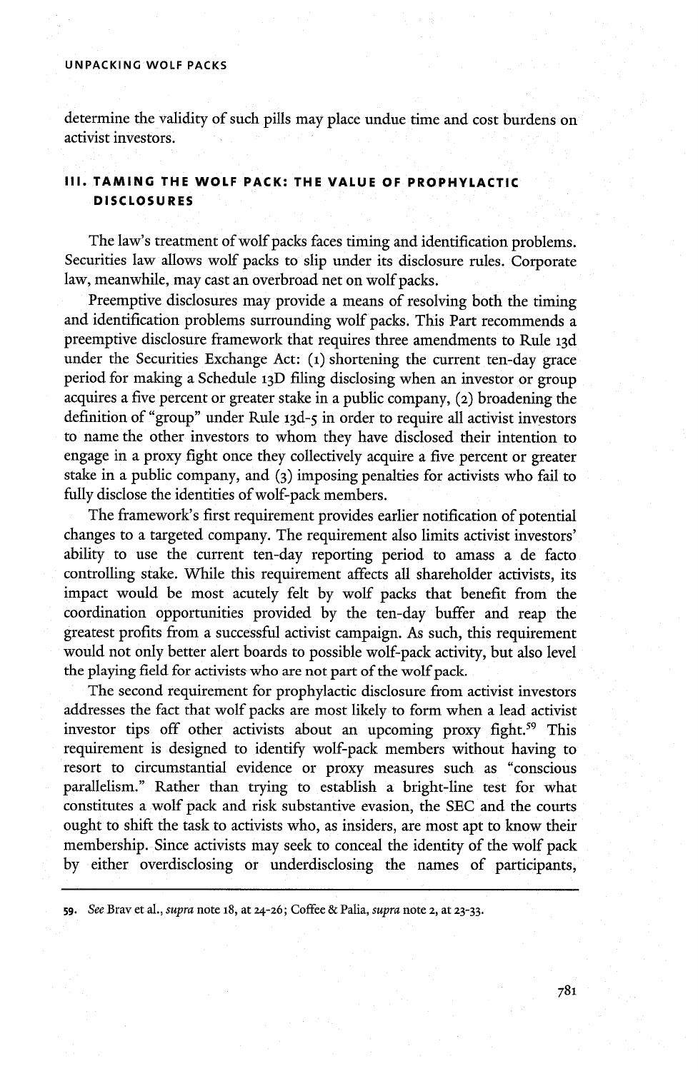determine the validity of such pills may place undue time and cost burdens on activist investors.

## III. TAMING THE WOLF PACK: THE VALUE OF PROPHYLACTIC DISCLOSURES

The law's treatment of wolf packs faces timing and identification problems. Securities law allows wolf packs to slip under its disclosure rules. Corporate law, meanwhile, may cast an overbroad net on wolf packs.

Preemptive disclosures may provide a means of resolving both the timing and identification problems surrounding wolf packs. This Part recommends a preemptive disclosure framework that requires three amendments to Rule 13d under the Securities Exchange Act: (1) shortening the current ten-day grace period for making a Schedule 13D filing disclosing when an investor or group acquires a five percent or greater stake in a public company, (2) broadening the definition of "group" under Rule 13d-5 in order to require all activist investors to name the other investors to whom they have disclosed their intention to engage in a proxy fight once they collectively acquire a five percent or greater stake in a public company, and (3) imposing penalties for activists who fail to fully disclose the identities of wolf-pack members.

The framework's first requirement provides earlier notification of potential changes to a targeted company. The requirement also limits activist investors' ability to use the current ten-day reporting period to amass a de facto controlling stake. While this requirement affects all shareholder activists, its impact would be most acutely felt by wolf packs that benefit from the coordination opportunities provided by the ten-day buffer and reap the greatest profits from a successful activist campaign. As such, this requirement would not only better alert boards to possible wolf-pack activity, but also level the playing field for activists who are not part of the wolf pack.

The second requirement for prophylactic disclosure from activist investors addresses the fact that wolf packs are most likely to form when a lead activist investor tips off other activists about an upcoming proxy fight.[59] This requirement is designed to identify wolf-pack members without having to resort to circumstantial evidence or proxy measures such as "conscious parallelism." Rather than trying to establish a bright-line test for what constitutes a wolf pack and risk substantive evasion, the SEC and the courts ought to shift the task to activists who, as insiders, are most apt to know their membership. Since activists may seek to conceal the identity of the wolf pack by either overdisclosing or underdisclosing the names of participants,

---

59. *See* Brav et al., *supra* note 18, at 24-26; Coffee & Palia, *supra* note 2, at 23-33.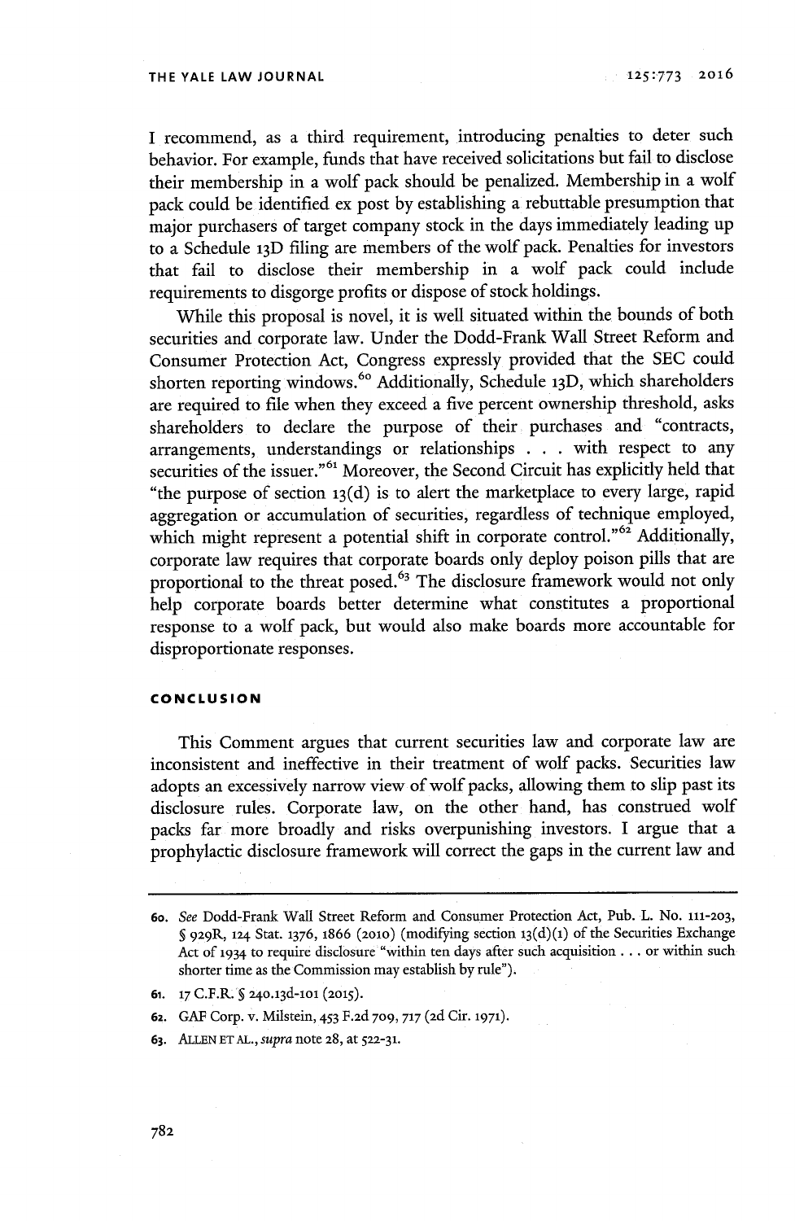I recommend, as a third requirement, introducing penalties to deter such behavior. For example, funds that have received solicitations but fail to disclose their membership in a wolf pack should be penalized. Membership in a wolf pack could be identified ex post by establishing a rebuttable presumption that major purchasers of target company stock in the days immediately leading up to a Schedule 13D filing are members of the wolf pack. Penalties for investors that fail to disclose their membership in a wolf pack could include requirements to disgorge profits or dispose of stock holdings.

While this proposal is novel, it is well situated within the bounds of both securities and corporate law. Under the Dodd-Frank Wall Street Reform and Consumer Protection Act, Congress expressly provided that the SEC could shorten reporting windows.[60] Additionally, Schedule 13D, which shareholders are required to file when they exceed a five percent ownership threshold, asks shareholders to declare the purpose of their purchases and "contracts, arrangements, understandings or relationships . . . with respect to any securities of the issuer."[61] Moreover, the Second Circuit has explicitly held that "the purpose of section 13(d) is to alert the marketplace to every large, rapid aggregation or accumulation of securities, regardless of technique employed, which might represent a potential shift in corporate control."[62] Additionally, corporate law requires that corporate boards only deploy poison pills that are proportional to the threat posed.[63] The disclosure framework would not only help corporate boards better determine what constitutes a proportional response to a wolf pack, but would also make boards more accountable for disproportionate responses.

## CONCLUSION

This Comment argues that current securities law and corporate law are inconsistent and ineffective in their treatment of wolf packs. Securities law adopts an excessively narrow view of wolf packs, allowing them to slip past its disclosure rules. Corporate law, on the other hand, has construed wolf packs far more broadly and risks overpunishing investors. I argue that a prophylactic disclosure framework will correct the gaps in the current law and

---

60. *See* Dodd-Frank Wall Street Reform and Consumer Protection Act, Pub. L. No. 111-203, § 929R, 124 Stat. 1376, 1866 (2010) (modifying section 13(d)(1) of the Securities Exchange Act of 1934 to require disclosure "within ten days after such acquisition . . . or within such shorter time as the Commission may establish by rule").

61. 17 C.F.R. § 240.13d-101 (2015).

62. GAF Corp. v. Milstein, 453 F.2d 709, 717 (2d Cir. 1971).

63. ALLEN ET AL., *supra* note 28, at 522-31.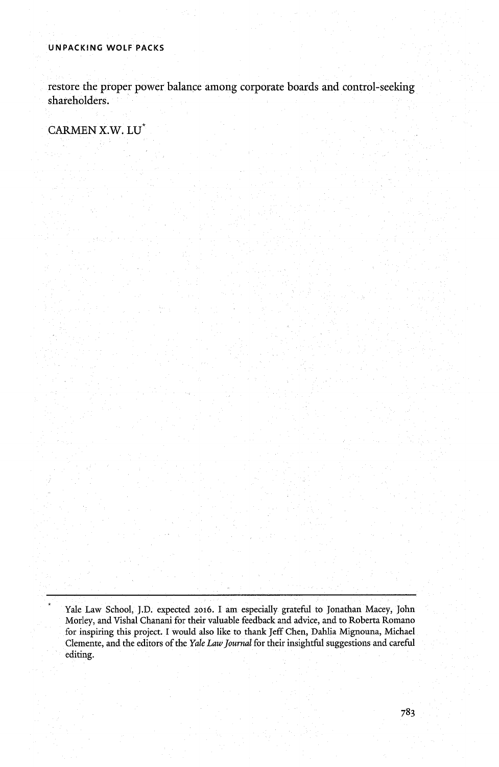restore the proper power balance among corporate boards and control-seeking shareholders.

CARMEN X.W. LU*

---

\* Yale Law School, J.D. expected 2016. I am especially grateful to Jonathan Macey, John Morley, and Vishal Chanani for their valuable feedback and advice, and to Roberta Romano for inspiring this project. I would also like to thank Jeff Chen, Dahlia Mignouna, Michael Clemente, and the editors of the *Yale Law Journal* for their insightful suggestions and careful editing.